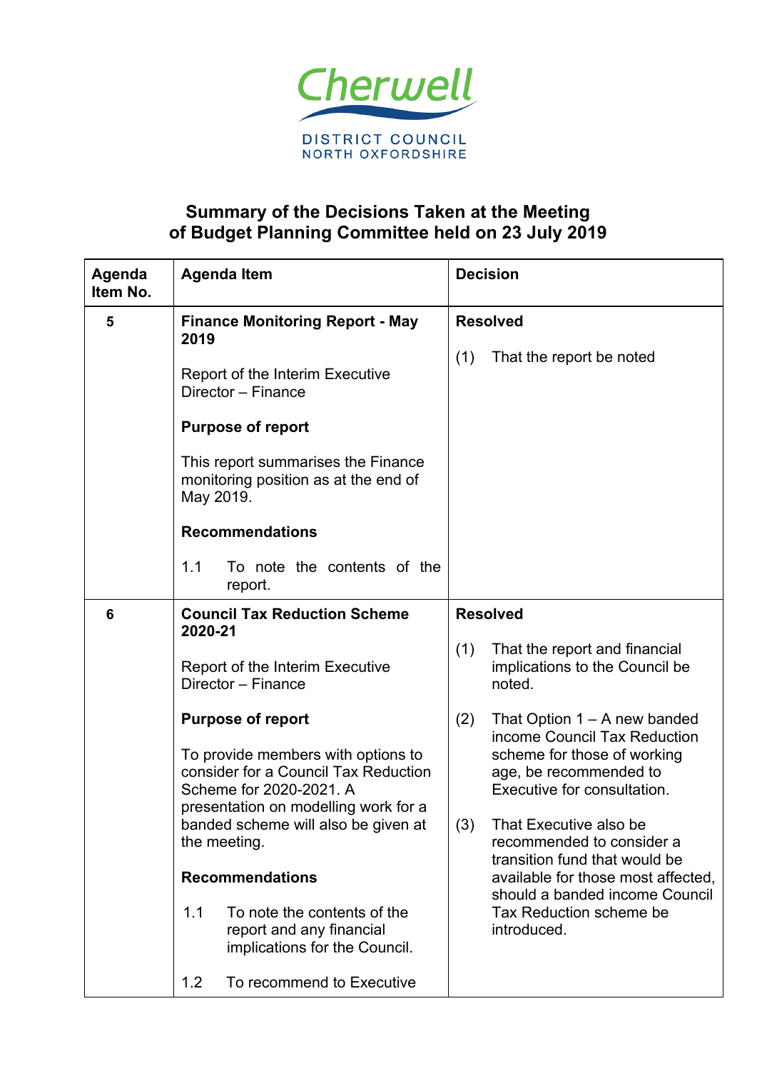Cherwell

DISTRICT COUNCIL
NORTH OXFORDSHIRE

## Summary of the Decisions Taken at the Meeting of Budget Planning Committee held on 23 July 2019

| Agenda Item No. | Agenda Item | Decision |
|---|---|---|
| 5 | **Finance Monitoring Report - May 2019**<br><br>Report of the Interim Executive Director – Finance<br><br>**Purpose of report**<br><br>This report summarises the Finance monitoring position as at the end of May 2019.<br><br>**Recommendations**<br><br>1.1 To note the contents of the report. | **Resolved**<br><br>(1) That the report be noted |
| 6 | **Council Tax Reduction Scheme 2020-21**<br><br>Report of the Interim Executive Director – Finance<br><br>**Purpose of report**<br><br>To provide members with options to consider for a Council Tax Reduction Scheme for 2020-2021. A presentation on modelling work for a banded scheme will also be given at the meeting.<br><br>**Recommendations**<br><br>1.1 To note the contents of the report and any financial implications for the Council.<br><br>1.2 To recommend to Executive | **Resolved**<br><br>(1) That the report and financial implications to the Council be noted.<br><br>(2) That Option 1 – A new banded income Council Tax Reduction scheme for those of working age, be recommended to Executive for consultation.<br><br>(3) That Executive also be recommended to consider a transition fund that would be available for those most affected, should a banded income Council Tax Reduction scheme be introduced. |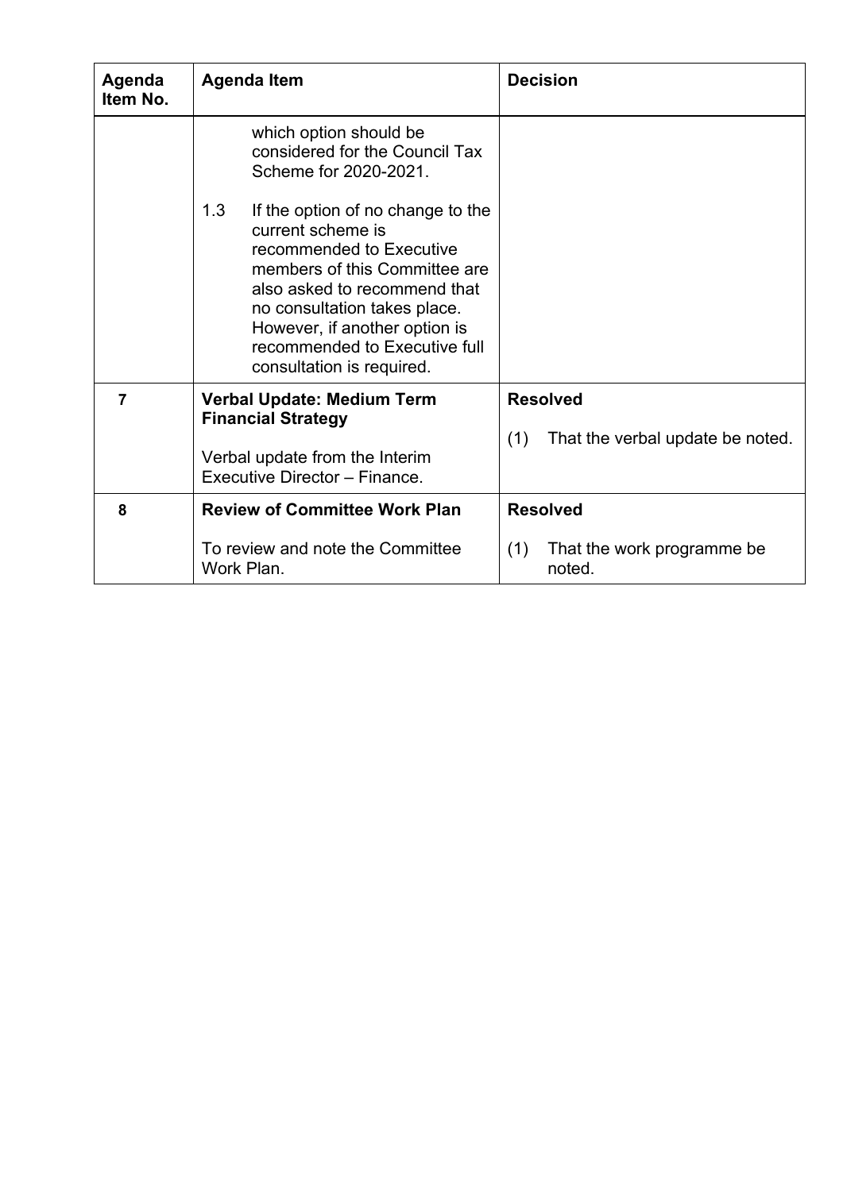| Agenda Item No. | Agenda Item | Decision |
|---|---|---|
| | which option should be considered for the Council Tax Scheme for 2020-2021.<br><br>1.3 If the option of no change to the current scheme is recommended to Executive members of this Committee are also asked to recommend that no consultation takes place. However, if another option is recommended to Executive full consultation is required. | |
| 7 | **Verbal Update: Medium Term Financial Strategy**<br><br>Verbal update from the Interim Executive Director – Finance. | **Resolved**<br><br>(1) That the verbal update be noted. |
| 8 | **Review of Committee Work Plan**<br><br>To review and note the Committee Work Plan. | **Resolved**<br><br>(1) That the work programme be noted. |